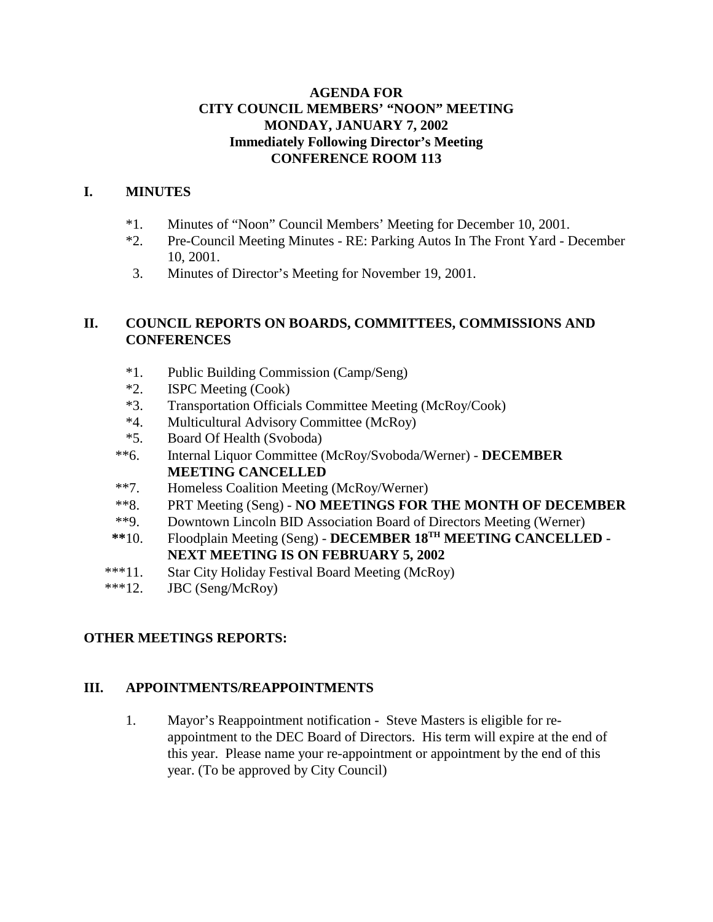**AGENDA FOR**
**CITY COUNCIL MEMBERS' "NOON" MEETING**
**MONDAY, JANUARY 7, 2002**
**Immediately Following Director's Meeting**
**CONFERENCE ROOM 113**

## I. MINUTES

*1. Minutes of "Noon" Council Members' Meeting for December 10, 2001.

*2. Pre-Council Meeting Minutes - RE: Parking Autos In The Front Yard - December 10, 2001.

3. Minutes of Director's Meeting for November 19, 2001.

## II. COUNCIL REPORTS ON BOARDS, COMMITTEES, COMMISSIONS AND CONFERENCES

*1. Public Building Commission (Camp/Seng)

*2. ISPC Meeting (Cook)

*3. Transportation Officials Committee Meeting (McRoy/Cook)

*4. Multicultural Advisory Committee (McRoy)

*5. Board Of Health (Svoboda)

**6. Internal Liquor Committee (McRoy/Svoboda/Werner) - **DECEMBER MEETING CANCELLED**

**7. Homeless Coalition Meeting (McRoy/Werner)

**8. PRT Meeting (Seng) - **NO MEETINGS FOR THE MONTH OF DECEMBER**

**9. Downtown Lincoln BID Association Board of Directors Meeting (Werner)

**10. Floodplain Meeting (Seng) - **DECEMBER 18TH MEETING CANCELLED - NEXT MEETING IS ON FEBRUARY 5, 2002**

***11. Star City Holiday Festival Board Meeting (McRoy)

***12. JBC (Seng/McRoy)

## OTHER MEETINGS REPORTS:

## III. APPOINTMENTS/REAPPOINTMENTS

1. Mayor's Reappointment notification - Steve Masters is eligible for re-appointment to the DEC Board of Directors. His term will expire at the end of this year. Please name your re-appointment or appointment by the end of this year. (To be approved by City Council)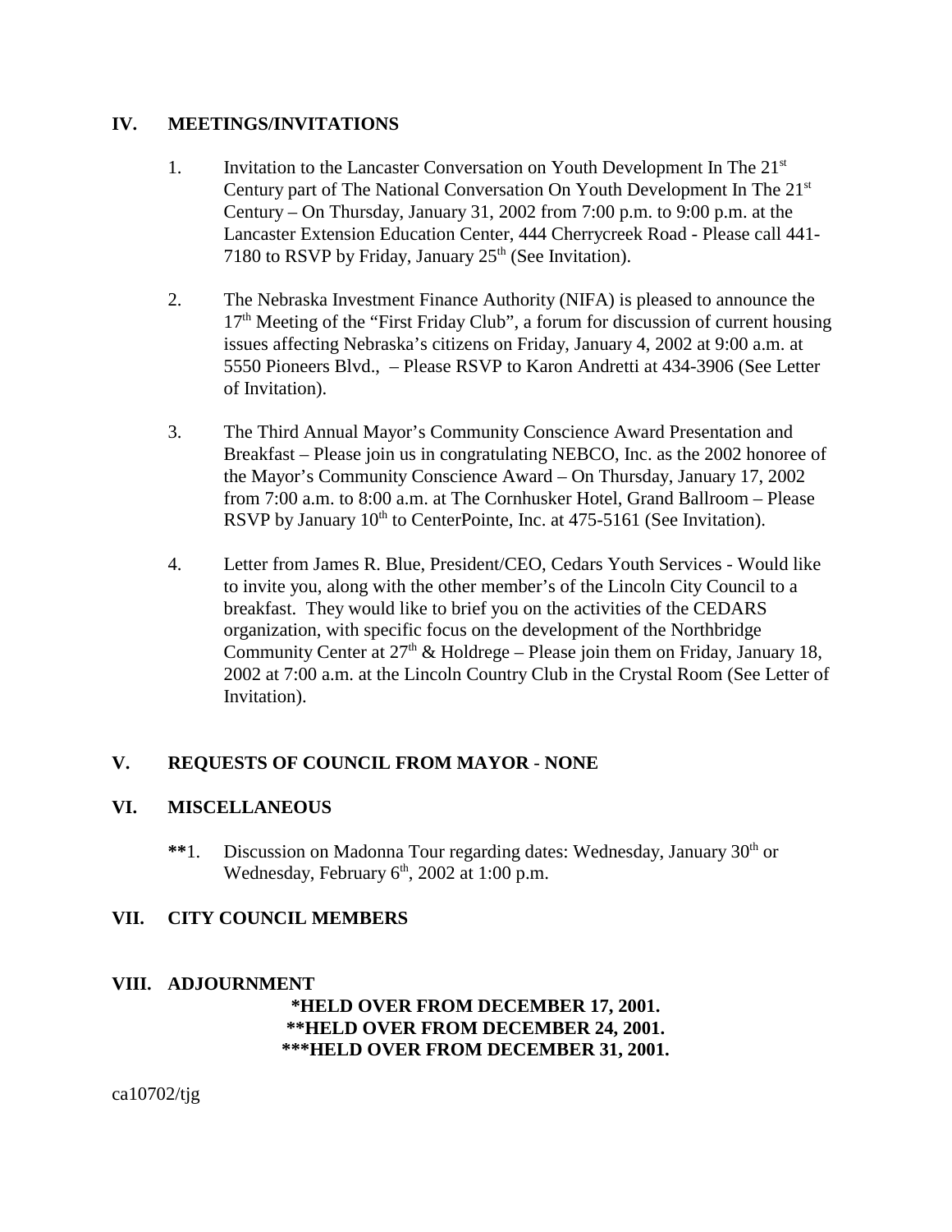## IV. MEETINGS/INVITATIONS

1. Invitation to the Lancaster Conversation on Youth Development In The 21st Century part of The National Conversation On Youth Development In The 21st Century – On Thursday, January 31, 2002 from 7:00 p.m. to 9:00 p.m. at the Lancaster Extension Education Center, 444 Cherrycreek Road - Please call 441-7180 to RSVP by Friday, January 25th (See Invitation).

2. The Nebraska Investment Finance Authority (NIFA) is pleased to announce the 17th Meeting of the "First Friday Club", a forum for discussion of current housing issues affecting Nebraska's citizens on Friday, January 4, 2002 at 9:00 a.m. at 5550 Pioneers Blvd., – Please RSVP to Karon Andretti at 434-3906 (See Letter of Invitation).

3. The Third Annual Mayor's Community Conscience Award Presentation and Breakfast – Please join us in congratulating NEBCO, Inc. as the 2002 honoree of the Mayor's Community Conscience Award – On Thursday, January 17, 2002 from 7:00 a.m. to 8:00 a.m. at The Cornhusker Hotel, Grand Ballroom – Please RSVP by January 10th to CenterPointe, Inc. at 475-5161 (See Invitation).

4. Letter from James R. Blue, President/CEO, Cedars Youth Services - Would like to invite you, along with the other member's of the Lincoln City Council to a breakfast. They would like to brief you on the activities of the CEDARS organization, with specific focus on the development of the Northbridge Community Center at 27th & Holdrege – Please join them on Friday, January 18, 2002 at 7:00 a.m. at the Lincoln Country Club in the Crystal Room (See Letter of Invitation).

## V. REQUESTS OF COUNCIL FROM MAYOR - NONE

## VI. MISCELLANEOUS

**1. Discussion on Madonna Tour regarding dates: Wednesday, January 30th or Wednesday, February 6th, 2002 at 1:00 p.m.

## VII. CITY COUNCIL MEMBERS

## VIII. ADJOURNMENT

**\*HELD OVER FROM DECEMBER 17, 2001.**
**\*\*HELD OVER FROM DECEMBER 24, 2001.**
**\*\*\*HELD OVER FROM DECEMBER 31, 2001.**

ca10702/tjg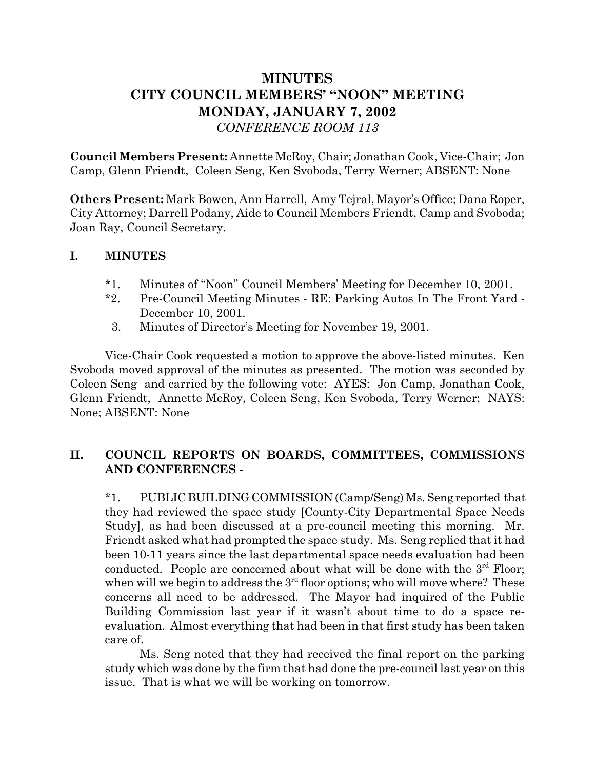# MINUTES
# CITY COUNCIL MEMBERS' "NOON" MEETING
# MONDAY, JANUARY 7, 2002
*CONFERENCE ROOM 113*

**Council Members Present:** Annette McRoy, Chair; Jonathan Cook, Vice-Chair; Jon Camp, Glenn Friendt, Coleen Seng, Ken Svoboda, Terry Werner; ABSENT: None

**Others Present:** Mark Bowen, Ann Harrell, Amy Tejral, Mayor's Office; Dana Roper, City Attorney; Darrell Podany, Aide to Council Members Friendt, Camp and Svoboda; Joan Ray, Council Secretary.

## I. MINUTES

*1. Minutes of "Noon" Council Members' Meeting for December 10, 2001.
*2. Pre-Council Meeting Minutes - RE: Parking Autos In The Front Yard - December 10, 2001.
3. Minutes of Director's Meeting for November 19, 2001.

Vice-Chair Cook requested a motion to approve the above-listed minutes. Ken Svoboda moved approval of the minutes as presented. The motion was seconded by Coleen Seng and carried by the following vote: AYES: Jon Camp, Jonathan Cook, Glenn Friendt, Annette McRoy, Coleen Seng, Ken Svoboda, Terry Werner; NAYS: None; ABSENT: None

## II. COUNCIL REPORTS ON BOARDS, COMMITTEES, COMMISSIONS AND CONFERENCES -

*1. PUBLIC BUILDING COMMISSION (Camp/Seng) Ms. Seng reported that they had reviewed the space study [County-City Departmental Space Needs Study], as had been discussed at a pre-council meeting this morning. Mr. Friendt asked what had prompted the space study. Ms. Seng replied that it had been 10-11 years since the last departmental space needs evaluation had been conducted. People are concerned about what will be done with the 3rd Floor; when will we begin to address the 3rd floor options; who will move where? These concerns all need to be addressed. The Mayor had inquired of the Public Building Commission last year if it wasn't about time to do a space re-evaluation. Almost everything that had been in that first study has been taken care of.

Ms. Seng noted that they had received the final report on the parking study which was done by the firm that had done the pre-council last year on this issue. That is what we will be working on tomorrow.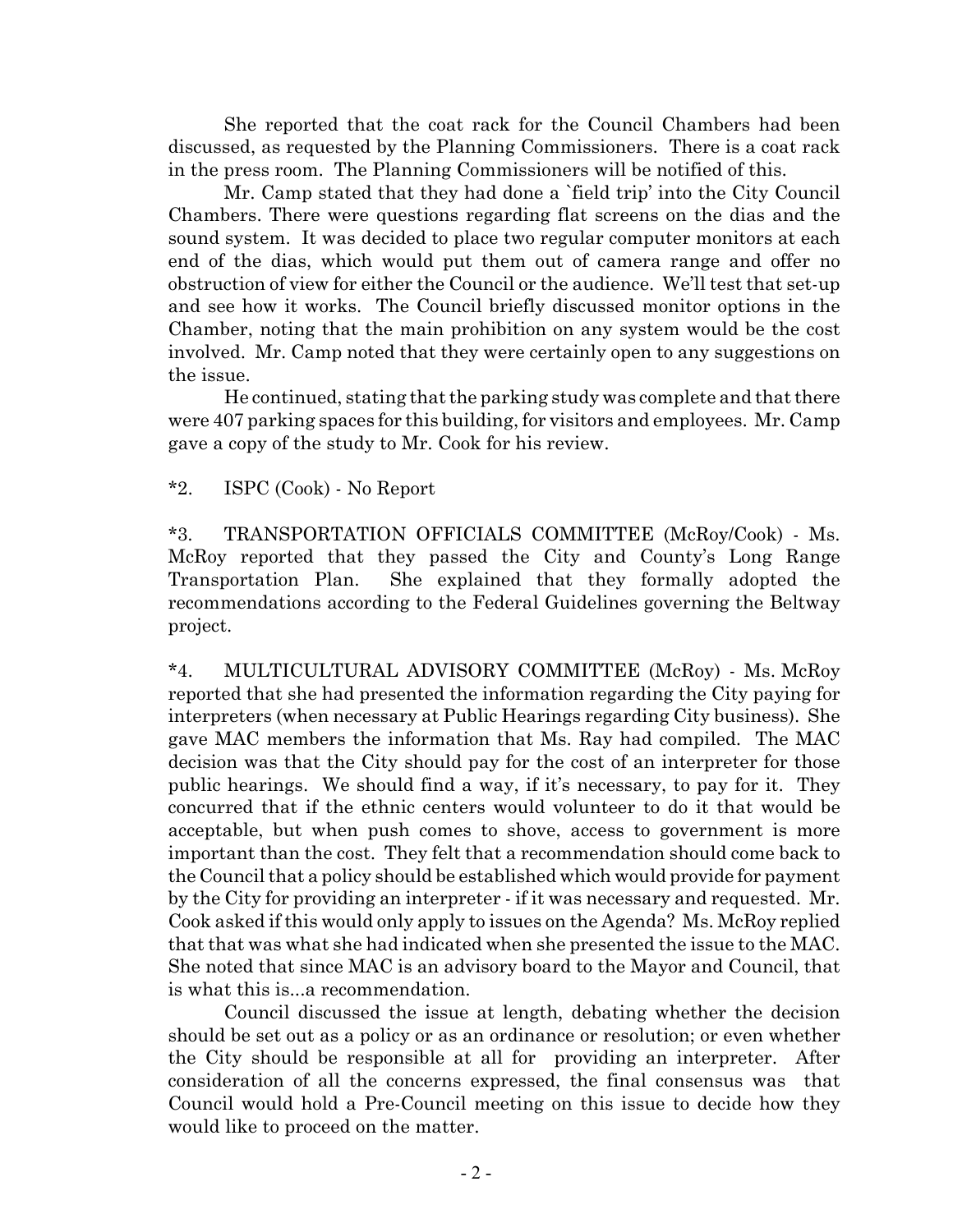She reported that the coat rack for the Council Chambers had been discussed, as requested by the Planning Commissioners. There is a coat rack in the press room. The Planning Commissioners will be notified of this.

Mr. Camp stated that they had done a `field trip' into the City Council Chambers. There were questions regarding flat screens on the dias and the sound system. It was decided to place two regular computer monitors at each end of the dias, which would put them out of camera range and offer no obstruction of view for either the Council or the audience. We'll test that set-up and see how it works. The Council briefly discussed monitor options in the Chamber, noting that the main prohibition on any system would be the cost involved. Mr. Camp noted that they were certainly open to any suggestions on the issue.

He continued, stating that the parking study was complete and that there were 407 parking spaces for this building, for visitors and employees. Mr. Camp gave a copy of the study to Mr. Cook for his review.

*2. ISPC (Cook) - No Report

*3. TRANSPORTATION OFFICIALS COMMITTEE (McRoy/Cook) - Ms. McRoy reported that they passed the City and County's Long Range Transportation Plan. She explained that they formally adopted the recommendations according to the Federal Guidelines governing the Beltway project.

*4. MULTICULTURAL ADVISORY COMMITTEE (McRoy) - Ms. McRoy reported that she had presented the information regarding the City paying for interpreters (when necessary at Public Hearings regarding City business). She gave MAC members the information that Ms. Ray had compiled. The MAC decision was that the City should pay for the cost of an interpreter for those public hearings. We should find a way, if it's necessary, to pay for it. They concurred that if the ethnic centers would volunteer to do it that would be acceptable, but when push comes to shove, access to government is more important than the cost. They felt that a recommendation should come back to the Council that a policy should be established which would provide for payment by the City for providing an interpreter - if it was necessary and requested. Mr. Cook asked if this would only apply to issues on the Agenda? Ms. McRoy replied that that was what she had indicated when she presented the issue to the MAC. She noted that since MAC is an advisory board to the Mayor and Council, that is what this is...a recommendation.

Council discussed the issue at length, debating whether the decision should be set out as a policy or as an ordinance or resolution; or even whether the City should be responsible at all for providing an interpreter. After consideration of all the concerns expressed, the final consensus was that Council would hold a Pre-Council meeting on this issue to decide how they would like to proceed on the matter.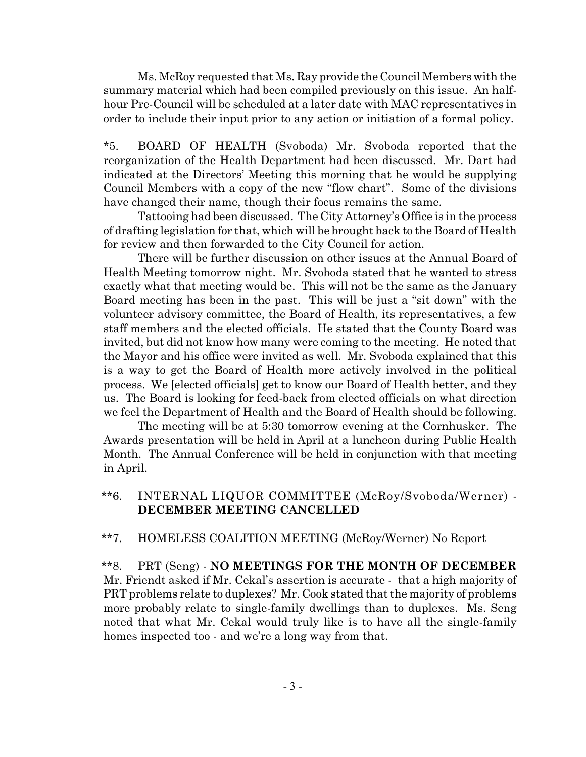Ms. McRoy requested that Ms. Ray provide the Council Members with the summary material which had been compiled previously on this issue. An half-hour Pre-Council will be scheduled at a later date with MAC representatives in order to include their input prior to any action or initiation of a formal policy.

*5. BOARD OF HEALTH (Svoboda) Mr. Svoboda reported that the reorganization of the Health Department had been discussed. Mr. Dart had indicated at the Directors' Meeting this morning that he would be supplying Council Members with a copy of the new "flow chart". Some of the divisions have changed their name, though their focus remains the same.

Tattooing had been discussed. The City Attorney's Office is in the process of drafting legislation for that, which will be brought back to the Board of Health for review and then forwarded to the City Council for action.

There will be further discussion on other issues at the Annual Board of Health Meeting tomorrow night. Mr. Svoboda stated that he wanted to stress exactly what that meeting would be. This will not be the same as the January Board meeting has been in the past. This will be just a "sit down" with the volunteer advisory committee, the Board of Health, its representatives, a few staff members and the elected officials. He stated that the County Board was invited, but did not know how many were coming to the meeting. He noted that the Mayor and his office were invited as well. Mr. Svoboda explained that this is a way to get the Board of Health more actively involved in the political process. We [elected officials] get to know our Board of Health better, and they us. The Board is looking for feed-back from elected officials on what direction we feel the Department of Health and the Board of Health should be following.

The meeting will be at 5:30 tomorrow evening at the Cornhusker. The Awards presentation will be held in April at a luncheon during Public Health Month. The Annual Conference will be held in conjunction with that meeting in April.

**6. INTERNAL LIQUOR COMMITTEE (McRoy/Svoboda/Werner) - **DECEMBER MEETING CANCELLED**

**7. HOMELESS COALITION MEETING (McRoy/Werner) No Report

**8. PRT (Seng) - **NO MEETINGS FOR THE MONTH OF DECEMBER**
Mr. Friendt asked if Mr. Cekal's assertion is accurate - that a high majority of PRT problems relate to duplexes? Mr. Cook stated that the majority of problems more probably relate to single-family dwellings than to duplexes. Ms. Seng noted that what Mr. Cekal would truly like is to have all the single-family homes inspected too - and we're a long way from that.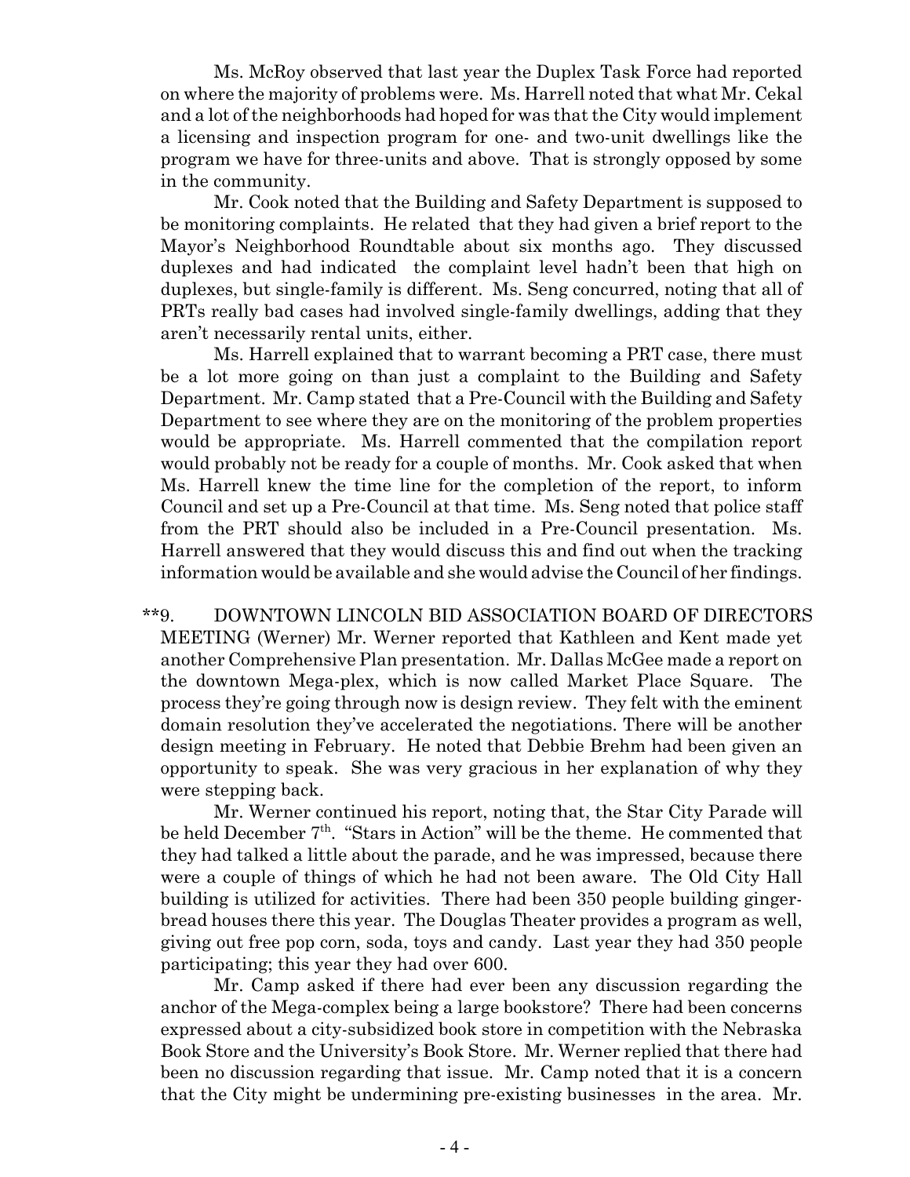Ms. McRoy observed that last year the Duplex Task Force had reported on where the majority of problems were. Ms. Harrell noted that what Mr. Cekal and a lot of the neighborhoods had hoped for was that the City would implement a licensing and inspection program for one- and two-unit dwellings like the program we have for three-units and above. That is strongly opposed by some in the community.

Mr. Cook noted that the Building and Safety Department is supposed to be monitoring complaints. He related that they had given a brief report to the Mayor's Neighborhood Roundtable about six months ago. They discussed duplexes and had indicated the complaint level hadn't been that high on duplexes, but single-family is different. Ms. Seng concurred, noting that all of PRTs really bad cases had involved single-family dwellings, adding that they aren't necessarily rental units, either.

Ms. Harrell explained that to warrant becoming a PRT case, there must be a lot more going on than just a complaint to the Building and Safety Department. Mr. Camp stated that a Pre-Council with the Building and Safety Department to see where they are on the monitoring of the problem properties would be appropriate. Ms. Harrell commented that the compilation report would probably not be ready for a couple of months. Mr. Cook asked that when Ms. Harrell knew the time line for the completion of the report, to inform Council and set up a Pre-Council at that time. Ms. Seng noted that police staff from the PRT should also be included in a Pre-Council presentation. Ms. Harrell answered that they would discuss this and find out when the tracking information would be available and she would advise the Council of her findings.

**9. DOWNTOWN LINCOLN BID ASSOCIATION BOARD OF DIRECTORS MEETING (Werner) Mr. Werner reported that Kathleen and Kent made yet another Comprehensive Plan presentation. Mr. Dallas McGee made a report on the downtown Mega-plex, which is now called Market Place Square. The process they're going through now is design review. They felt with the eminent domain resolution they've accelerated the negotiations. There will be another design meeting in February. He noted that Debbie Brehm had been given an opportunity to speak. She was very gracious in her explanation of why they were stepping back.

Mr. Werner continued his report, noting that, the Star City Parade will be held December 7th. "Stars in Action" will be the theme. He commented that they had talked a little about the parade, and he was impressed, because there were a couple of things of which he had not been aware. The Old City Hall building is utilized for activities. There had been 350 people building gingerbread houses there this year. The Douglas Theater provides a program as well, giving out free pop corn, soda, toys and candy. Last year they had 350 people participating; this year they had over 600.

Mr. Camp asked if there had ever been any discussion regarding the anchor of the Mega-complex being a large bookstore? There had been concerns expressed about a city-subsidized book store in competition with the Nebraska Book Store and the University's Book Store. Mr. Werner replied that there had been no discussion regarding that issue. Mr. Camp noted that it is a concern that the City might be undermining pre-existing businesses in the area. Mr.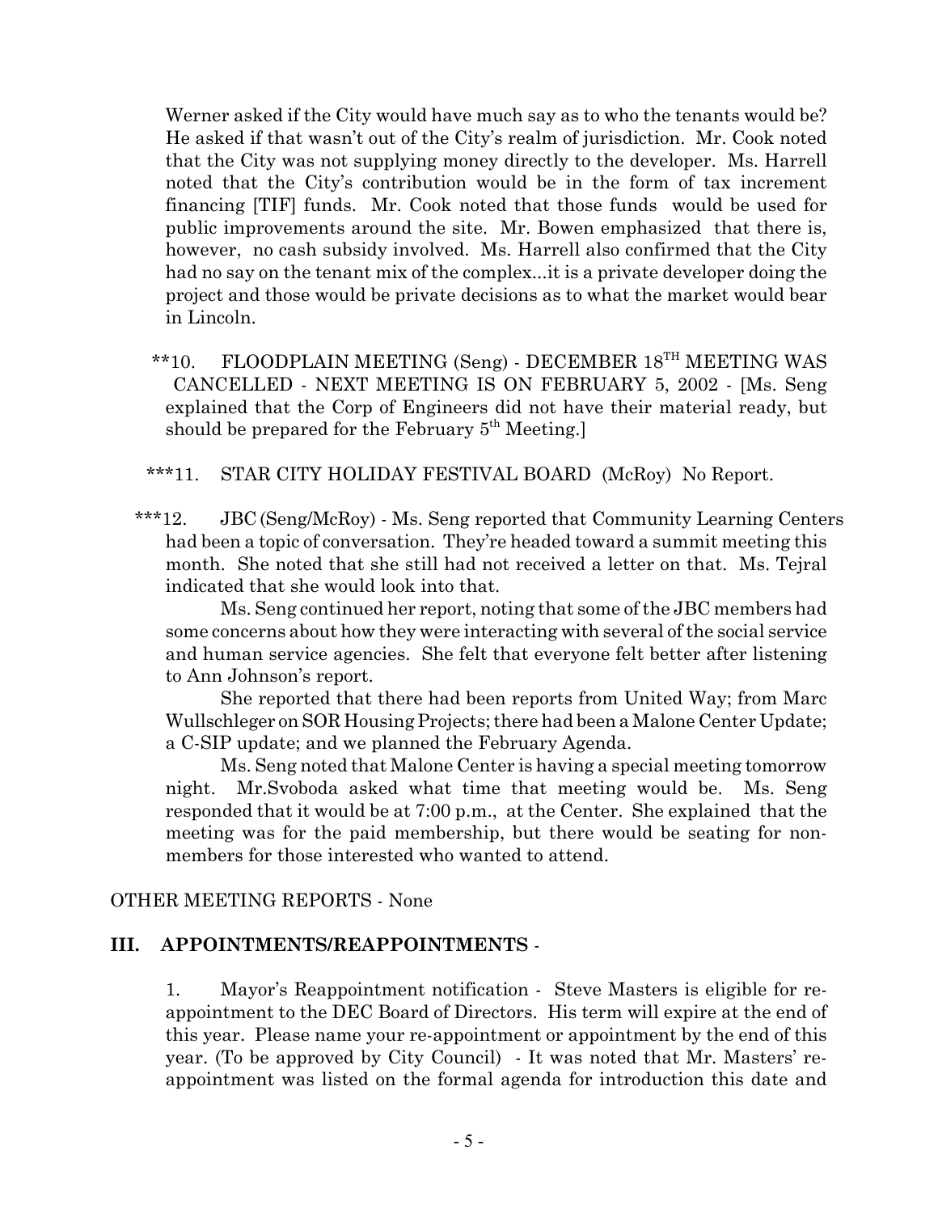Werner asked if the City would have much say as to who the tenants would be? He asked if that wasn't out of the City's realm of jurisdiction. Mr. Cook noted that the City was not supplying money directly to the developer. Ms. Harrell noted that the City's contribution would be in the form of tax increment financing [TIF] funds. Mr. Cook noted that those funds would be used for public improvements around the site. Mr. Bowen emphasized that there is, however, no cash subsidy involved. Ms. Harrell also confirmed that the City had no say on the tenant mix of the complex...it is a private developer doing the project and those would be private decisions as to what the market would bear in Lincoln.

**10. FLOODPLAIN MEETING (Seng) - DECEMBER 18TH MEETING WAS CANCELLED - NEXT MEETING IS ON FEBRUARY 5, 2002 - [Ms. Seng explained that the Corp of Engineers did not have their material ready, but should be prepared for the February 5th Meeting.]

***11. STAR CITY HOLIDAY FESTIVAL BOARD (McRoy) No Report.

***12. JBC (Seng/McRoy) - Ms. Seng reported that Community Learning Centers had been a topic of conversation. They're headed toward a summit meeting this month. She noted that she still had not received a letter on that. Ms. Tejral indicated that she would look into that.

Ms. Seng continued her report, noting that some of the JBC members had some concerns about how they were interacting with several of the social service and human service agencies. She felt that everyone felt better after listening to Ann Johnson's report.

She reported that there had been reports from United Way; from Marc Wullschleger on SOR Housing Projects; there had been a Malone Center Update; a C-SIP update; and we planned the February Agenda.

Ms. Seng noted that Malone Center is having a special meeting tomorrow night. Mr.Svoboda asked what time that meeting would be. Ms. Seng responded that it would be at 7:00 p.m., at the Center. She explained that the meeting was for the paid membership, but there would be seating for non-members for those interested who wanted to attend.

OTHER MEETING REPORTS - None

## III. APPOINTMENTS/REAPPOINTMENTS -

1. Mayor's Reappointment notification - Steve Masters is eligible for re-appointment to the DEC Board of Directors. His term will expire at the end of this year. Please name your re-appointment or appointment by the end of this year. (To be approved by City Council) - It was noted that Mr. Masters' re-appointment was listed on the formal agenda for introduction this date and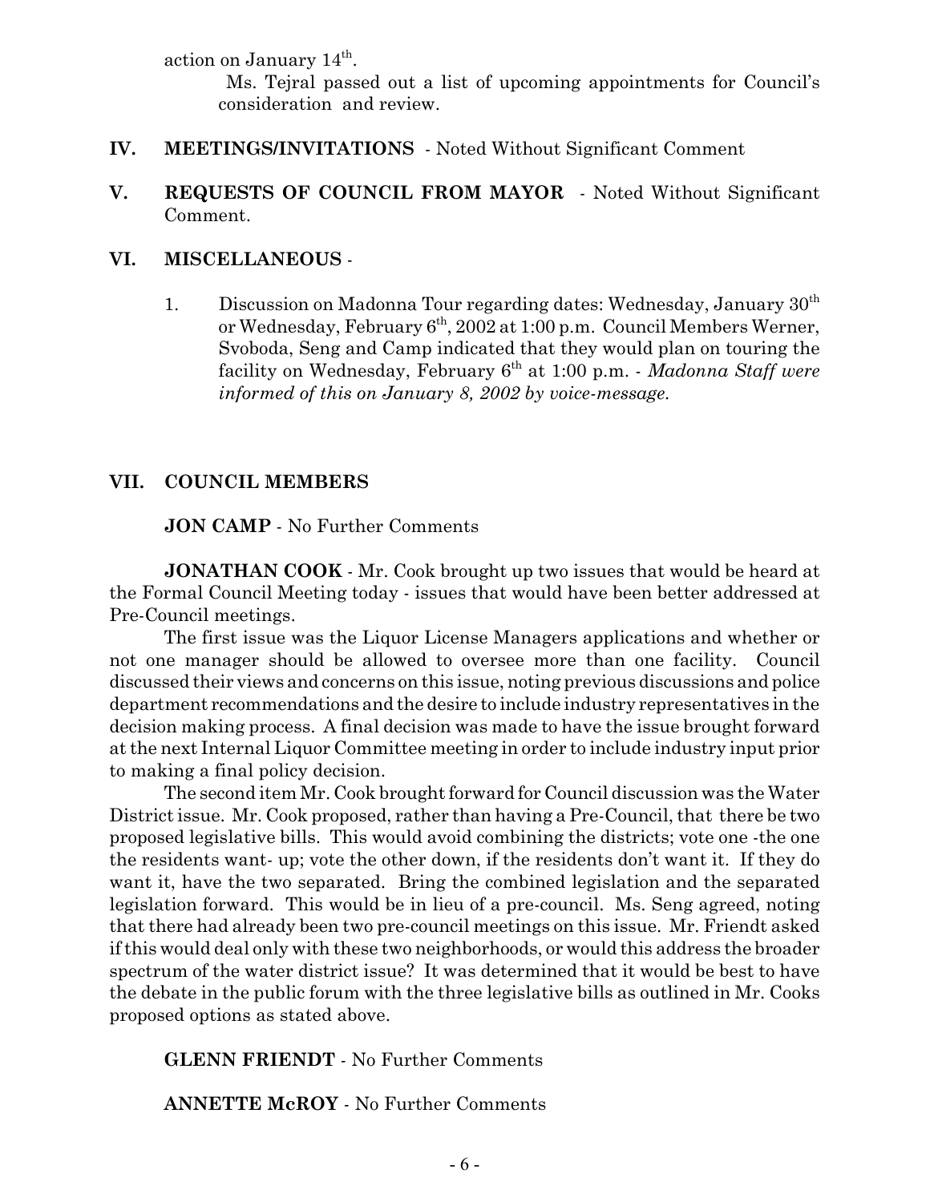action on January 14th.

Ms. Tejral passed out a list of upcoming appointments for Council's consideration and review.

**IV. MEETINGS/INVITATIONS** - Noted Without Significant Comment

**V. REQUESTS OF COUNCIL FROM MAYOR** - Noted Without Significant Comment.

**VI. MISCELLANEOUS** -

1. Discussion on Madonna Tour regarding dates: Wednesday, January 30th or Wednesday, February 6th, 2002 at 1:00 p.m. Council Members Werner, Svoboda, Seng and Camp indicated that they would plan on touring the facility on Wednesday, February 6th at 1:00 p.m. - *Madonna Staff were informed of this on January 8, 2002 by voice-message.*

**VII. COUNCIL MEMBERS**

**JON CAMP** - No Further Comments

**JONATHAN COOK** - Mr. Cook brought up two issues that would be heard at the Formal Council Meeting today - issues that would have been better addressed at Pre-Council meetings.

The first issue was the Liquor License Managers applications and whether or not one manager should be allowed to oversee more than one facility. Council discussed their views and concerns on this issue, noting previous discussions and police department recommendations and the desire to include industry representatives in the decision making process. A final decision was made to have the issue brought forward at the next Internal Liquor Committee meeting in order to include industry input prior to making a final policy decision.

The second item Mr. Cook brought forward for Council discussion was the Water District issue. Mr. Cook proposed, rather than having a Pre-Council, that there be two proposed legislative bills. This would avoid combining the districts; vote one -the one the residents want- up; vote the other down, if the residents don't want it. If they do want it, have the two separated. Bring the combined legislation and the separated legislation forward. This would be in lieu of a pre-council. Ms. Seng agreed, noting that there had already been two pre-council meetings on this issue. Mr. Friendt asked if this would deal only with these two neighborhoods, or would this address the broader spectrum of the water district issue? It was determined that it would be best to have the debate in the public forum with the three legislative bills as outlined in Mr. Cooks proposed options as stated above.

**GLENN FRIENDT** - No Further Comments

**ANNETTE McROY** - No Further Comments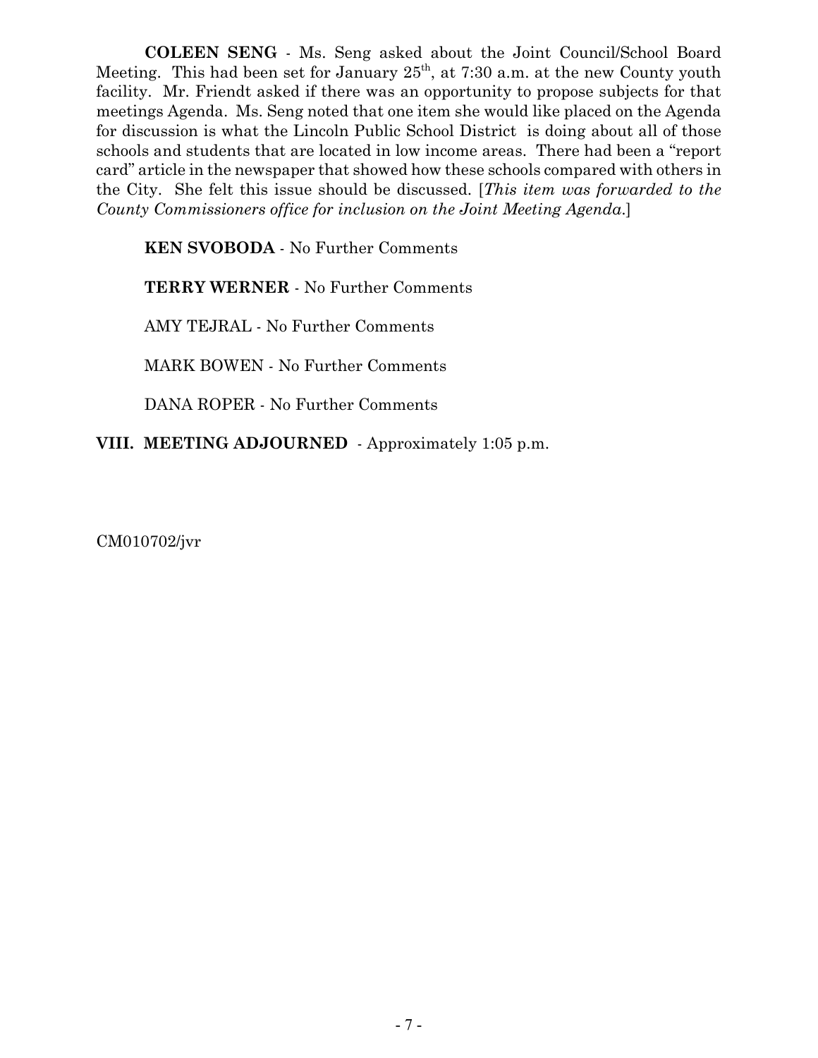**COLEEN SENG** - Ms. Seng asked about the Joint Council/School Board Meeting. This had been set for January 25th, at 7:30 a.m. at the new County youth facility. Mr. Friendt asked if there was an opportunity to propose subjects for that meetings Agenda. Ms. Seng noted that one item she would like placed on the Agenda for discussion is what the Lincoln Public School District is doing about all of those schools and students that are located in low income areas. There had been a "report card" article in the newspaper that showed how these schools compared with others in the City. She felt this issue should be discussed. [*This item was forwarded to the County Commissioners office for inclusion on the Joint Meeting Agenda.*]

**KEN SVOBODA** - No Further Comments

**TERRY WERNER** - No Further Comments

AMY TEJRAL - No Further Comments

MARK BOWEN - No Further Comments

DANA ROPER - No Further Comments

**VIII. MEETING ADJOURNED** - Approximately 1:05 p.m.

CM010702/jvr